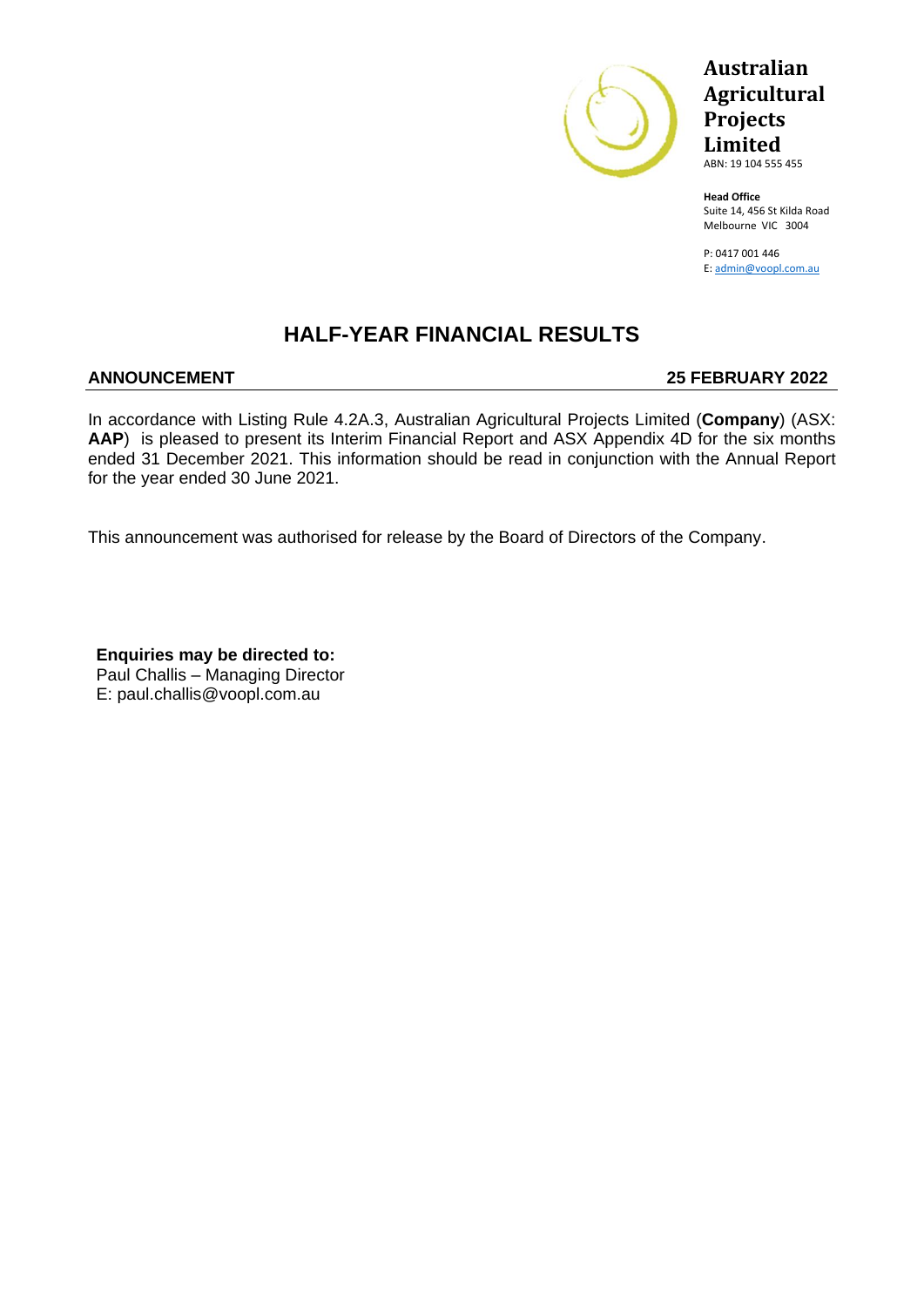**Australian Agricultural Projects Limited**
ABN: 19 104 555 455

**Head Office**
Suite 14, 456 St Kilda Road
Melbourne VIC 3004

P: 0417 001 446
E: admin@voopl.com.au

# HALF-YEAR FINANCIAL RESULTS

**ANNOUNCEMENT** **25 FEBRUARY 2022**

In accordance with Listing Rule 4.2A.3, Australian Agricultural Projects Limited (**Company**) (ASX: **AAP**) is pleased to present its Interim Financial Report and ASX Appendix 4D for the six months ended 31 December 2021. This information should be read in conjunction with the Annual Report for the year ended 30 June 2021.

This announcement was authorised for release by the Board of Directors of the Company.

**Enquiries may be directed to:**
Paul Challis – Managing Director
E: paul.challis@voopl.com.au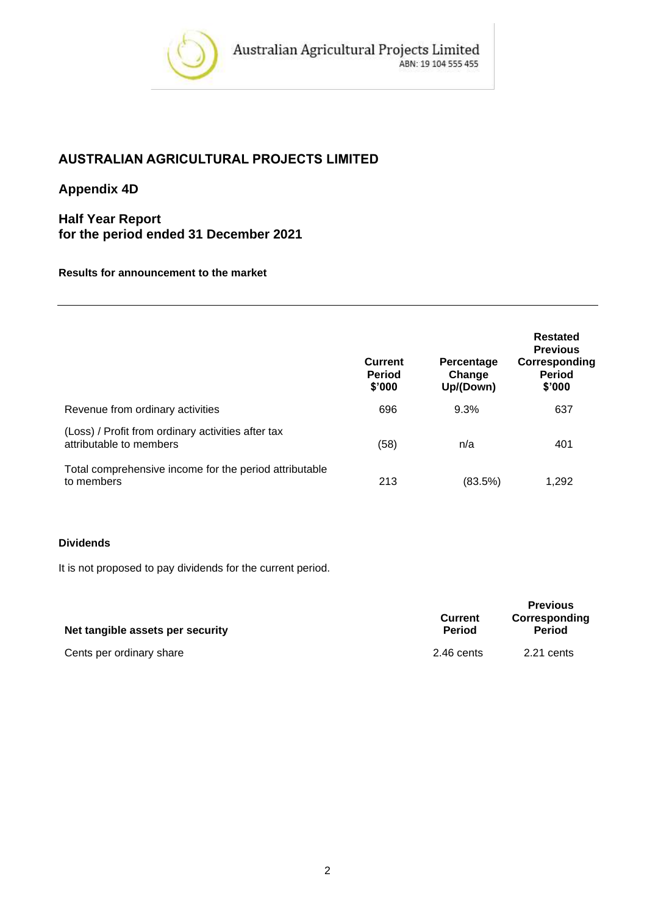# AUSTRALIAN AGRICULTURAL PROJECTS LIMITED

## Appendix 4D

## Half Year Report
## for the period ended 31 December 2021

**Results for announcement to the market**

| | Current Period $'000 | Percentage Change Up/(Down) | Restated Previous Corresponding Period $'000 |
|---|---|---|---|
| Revenue from ordinary activities | 696 | 9.3% | 637 |
| (Loss) / Profit from ordinary activities after tax attributable to members | (58) | n/a | 401 |
| Total comprehensive income for the period attributable to members | 213 | (83.5%) | 1,292 |

**Dividends**

It is not proposed to pay dividends for the current period.

| Net tangible assets per security | Current Period | Previous Corresponding Period |
|---|---|---|
| Cents per ordinary share | 2.46 cents | 2.21 cents |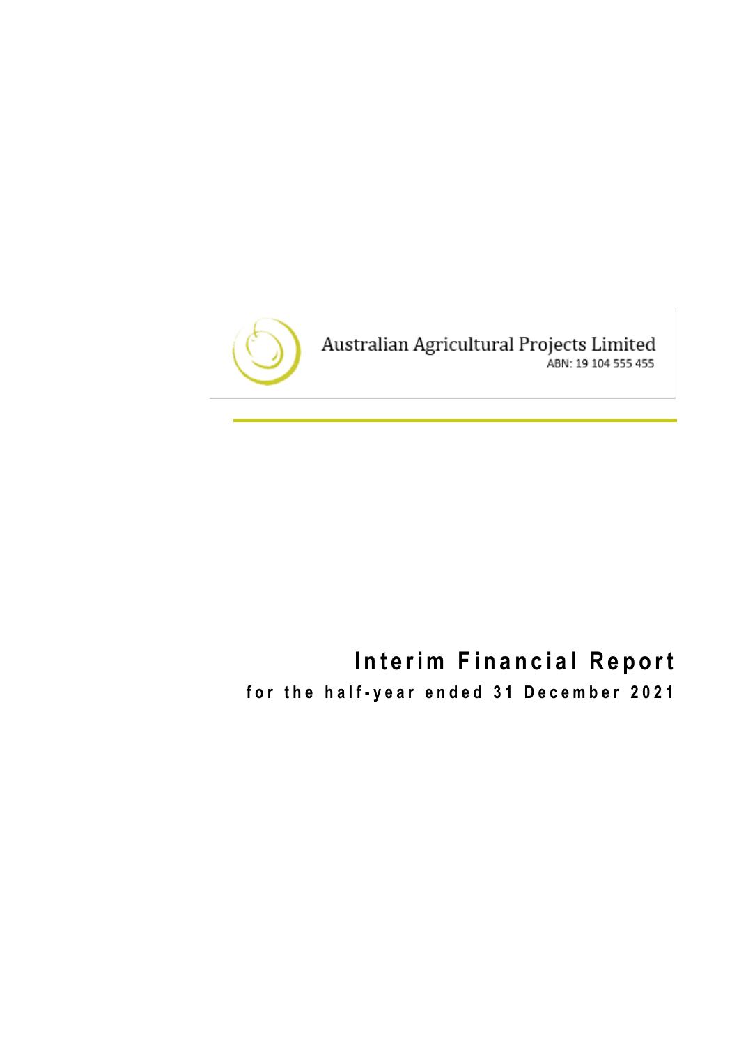Australian Agricultural Projects Limited

ABN: 19 104 555 455

# Interim Financial Report

## for the half-year ended 31 December 2021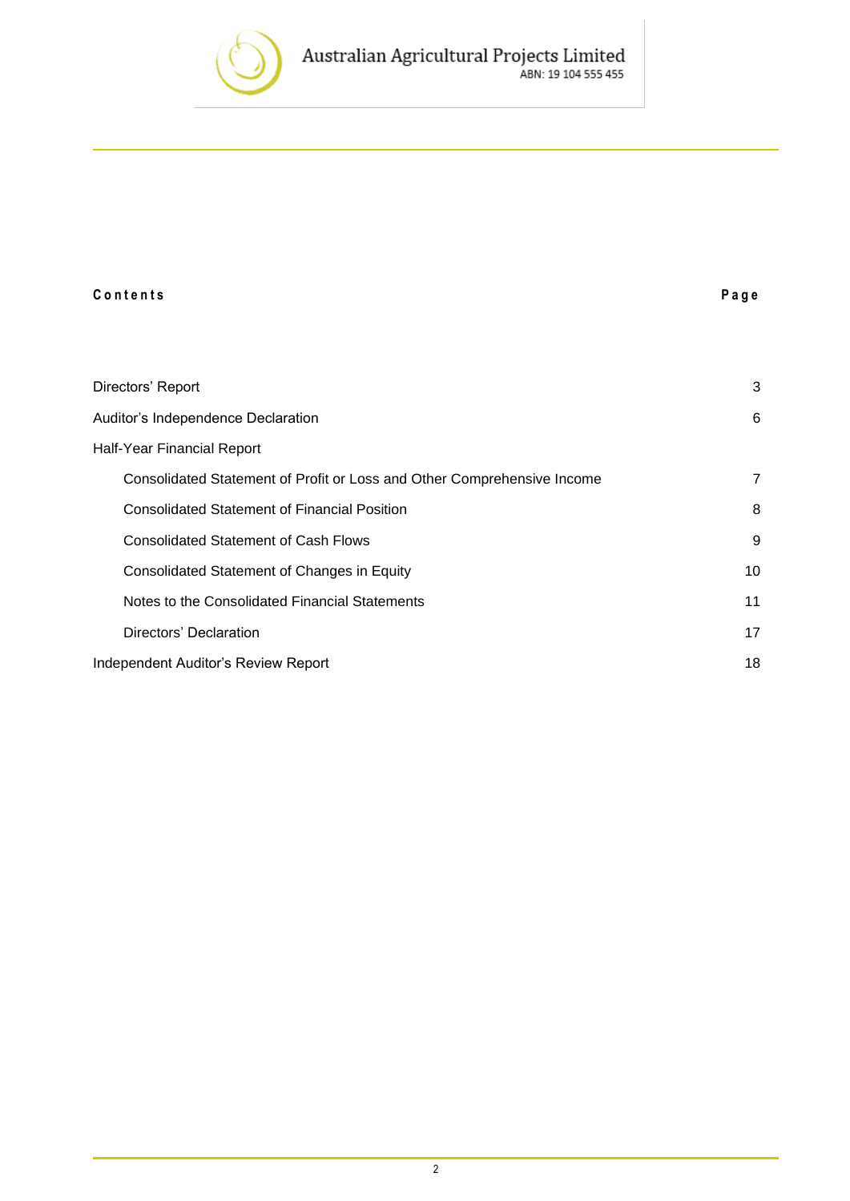| Contents | Page |
|---|---|
| Directors' Report | 3 |
| Auditor's Independence Declaration | 6 |
| Half-Year Financial Report | |
| Consolidated Statement of Profit or Loss and Other Comprehensive Income | 7 |
| Consolidated Statement of Financial Position | 8 |
| Consolidated Statement of Cash Flows | 9 |
| Consolidated Statement of Changes in Equity | 10 |
| Notes to the Consolidated Financial Statements | 11 |
| Directors' Declaration | 17 |
| Independent Auditor's Review Report | 18 |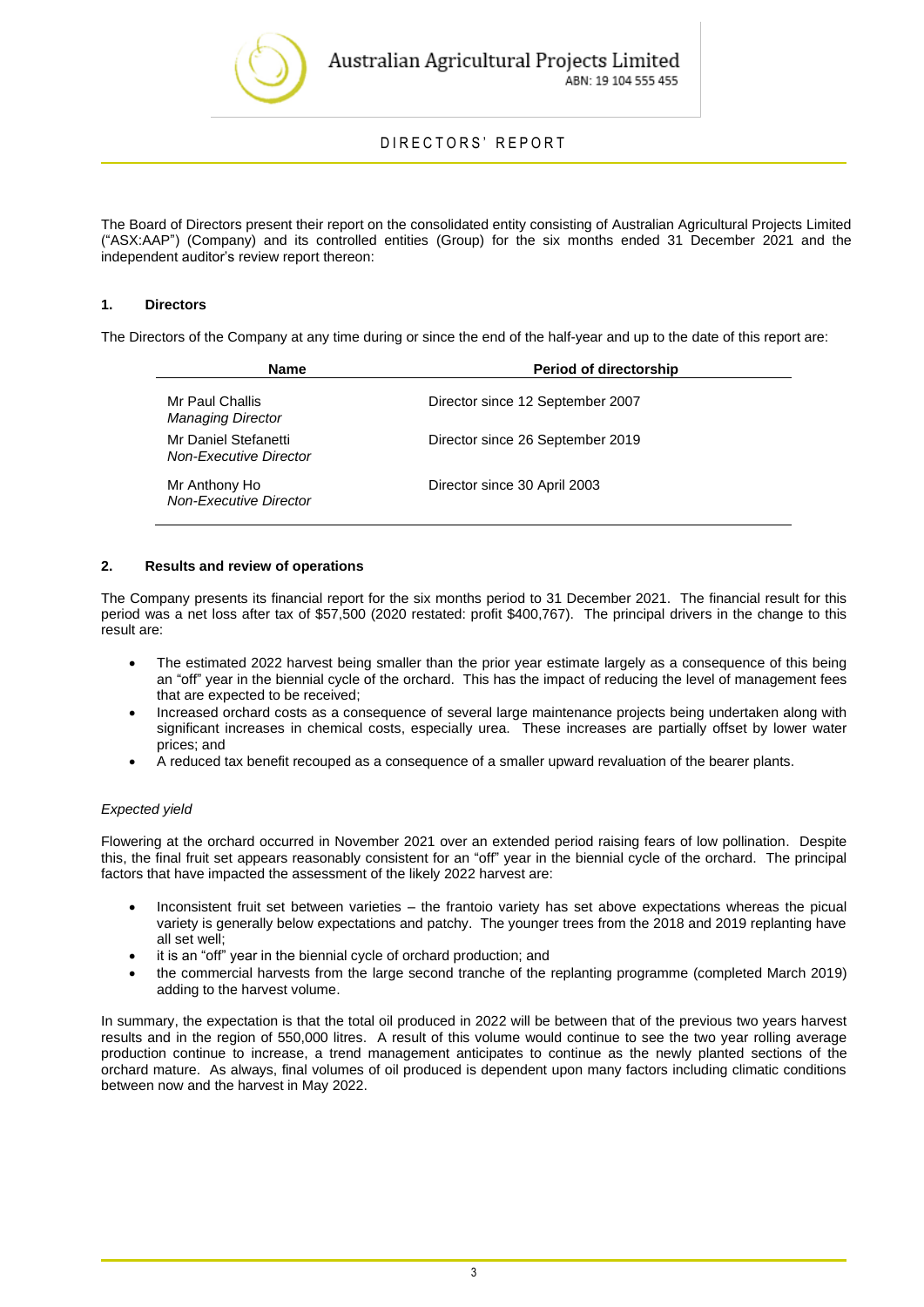# DIRECTORS' REPORT

The Board of Directors present their report on the consolidated entity consisting of Australian Agricultural Projects Limited ("ASX:AAP") (Company) and its controlled entities (Group) for the six months ended 31 December 2021 and the independent auditor's review report thereon:

## 1. Directors

The Directors of the Company at any time during or since the end of the half-year and up to the date of this report are:

| Name | Period of directorship |
|---|---|
| Mr Paul Challis<br>*Managing Director* | Director since 12 September 2007 |
| Mr Daniel Stefanetti<br>*Non-Executive Director* | Director since 26 September 2019 |
| Mr Anthony Ho<br>*Non-Executive Director* | Director since 30 April 2003 |

## 2. Results and review of operations

The Company presents its financial report for the six months period to 31 December 2021. The financial result for this period was a net loss after tax of $57,500 (2020 restated: profit $400,767). The principal drivers in the change to this result are:

- The estimated 2022 harvest being smaller than the prior year estimate largely as a consequence of this being an "off" year in the biennial cycle of the orchard. This has the impact of reducing the level of management fees that are expected to be received;
- Increased orchard costs as a consequence of several large maintenance projects being undertaken along with significant increases in chemical costs, especially urea. These increases are partially offset by lower water prices; and
- A reduced tax benefit recouped as a consequence of a smaller upward revaluation of the bearer plants.

*Expected yield*

Flowering at the orchard occurred in November 2021 over an extended period raising fears of low pollination. Despite this, the final fruit set appears reasonably consistent for an "off" year in the biennial cycle of the orchard. The principal factors that have impacted the assessment of the likely 2022 harvest are:

- Inconsistent fruit set between varieties – the frantoio variety has set above expectations whereas the picual variety is generally below expectations and patchy. The younger trees from the 2018 and 2019 replanting have all set well;
- it is an "off" year in the biennial cycle of orchard production; and
- the commercial harvests from the large second tranche of the replanting programme (completed March 2019) adding to the harvest volume.

In summary, the expectation is that the total oil produced in 2022 will be between that of the previous two years harvest results and in the region of 550,000 litres. A result of this volume would continue to see the two year rolling average production continue to increase, a trend management anticipates to continue as the newly planted sections of the orchard mature. As always, final volumes of oil produced is dependent upon many factors including climatic conditions between now and the harvest in May 2022.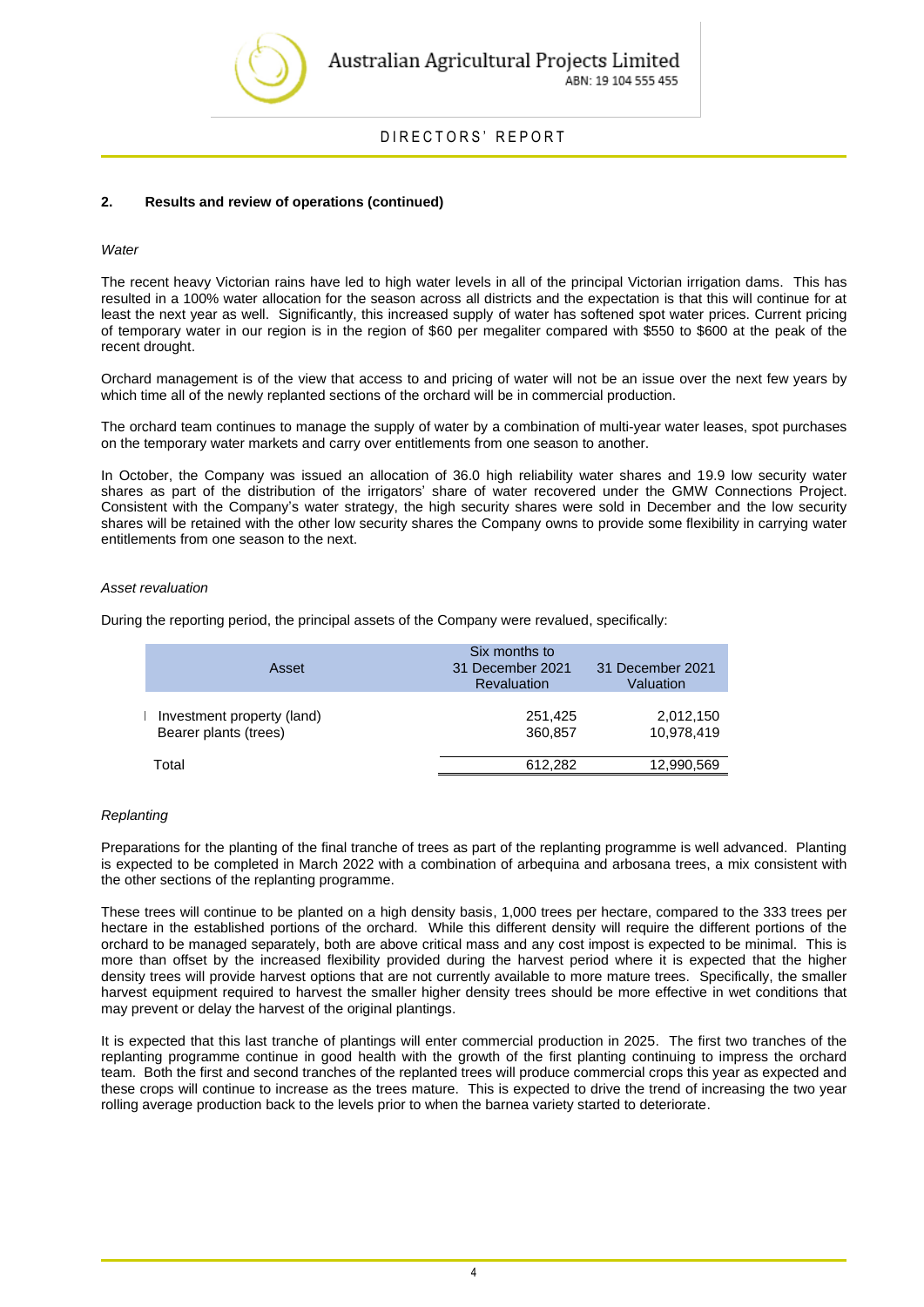## 2. Results and review of operations (continued)

*Water*

The recent heavy Victorian rains have led to high water levels in all of the principal Victorian irrigation dams. This has resulted in a 100% water allocation for the season across all districts and the expectation is that this will continue for at least the next year as well. Significantly, this increased supply of water has softened spot water prices. Current pricing of temporary water in our region is in the region of $60 per megaliter compared with $550 to $600 at the peak of the recent drought.

Orchard management is of the view that access to and pricing of water will not be an issue over the next few years by which time all of the newly replanted sections of the orchard will be in commercial production.

The orchard team continues to manage the supply of water by a combination of multi-year water leases, spot purchases on the temporary water markets and carry over entitlements from one season to another.

In October, the Company was issued an allocation of 36.0 high reliability water shares and 19.9 low security water shares as part of the distribution of the irrigators' share of water recovered under the GMW Connections Project. Consistent with the Company's water strategy, the high security shares were sold in December and the low security shares will be retained with the other low security shares the Company owns to provide some flexibility in carrying water entitlements from one season to the next.

*Asset revaluation*

During the reporting period, the principal assets of the Company were revalued, specifically:

| Asset | Six months to 31 December 2021 Revaluation | 31 December 2021 Valuation |
|---|---|---|
| Investment property (land) | 251,425 | 2,012,150 |
| Bearer plants (trees) | 360,857 | 10,978,419 |
| Total | 612,282 | 12,990,569 |

*Replanting*

Preparations for the planting of the final tranche of trees as part of the replanting programme is well advanced. Planting is expected to be completed in March 2022 with a combination of arbequina and arbosana trees, a mix consistent with the other sections of the replanting programme.

These trees will continue to be planted on a high density basis, 1,000 trees per hectare, compared to the 333 trees per hectare in the established portions of the orchard. While this different density will require the different portions of the orchard to be managed separately, both are above critical mass and any cost impost is expected to be minimal. This is more than offset by the increased flexibility provided during the harvest period where it is expected that the higher density trees will provide harvest options that are not currently available to more mature trees. Specifically, the smaller harvest equipment required to harvest the smaller higher density trees should be more effective in wet conditions that may prevent or delay the harvest of the original plantings.

It is expected that this last tranche of plantings will enter commercial production in 2025. The first two tranches of the replanting programme continue in good health with the growth of the first planting continuing to impress the orchard team. Both the first and second tranches of the replanted trees will produce commercial crops this year as expected and these crops will continue to increase as the trees mature. This is expected to drive the trend of increasing the two year rolling average production back to the levels prior to when the barnea variety started to deteriorate.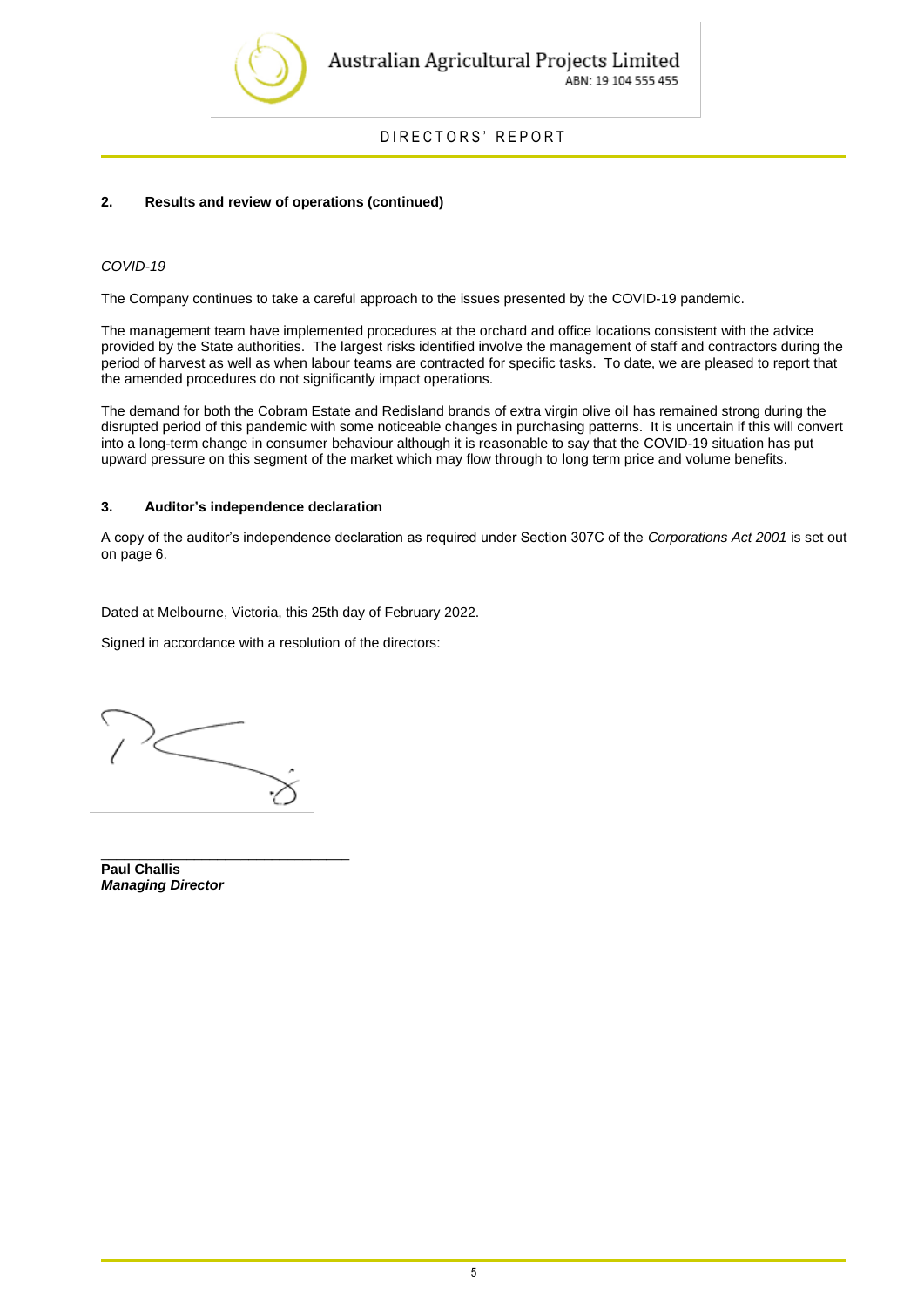### 2. Results and review of operations (continued)

*COVID-19*

The Company continues to take a careful approach to the issues presented by the COVID-19 pandemic.

The management team have implemented procedures at the orchard and office locations consistent with the advice provided by the State authorities. The largest risks identified involve the management of staff and contractors during the period of harvest as well as when labour teams are contracted for specific tasks. To date, we are pleased to report that the amended procedures do not significantly impact operations.

The demand for both the Cobram Estate and Redisland brands of extra virgin olive oil has remained strong during the disrupted period of this pandemic with some noticeable changes in purchasing patterns. It is uncertain if this will convert into a long-term change in consumer behaviour although it is reasonable to say that the COVID-19 situation has put upward pressure on this segment of the market which may flow through to long term price and volume benefits.

### 3. Auditor's independence declaration

A copy of the auditor's independence declaration as required under Section 307C of the *Corporations Act 2001* is set out on page 6.

Dated at Melbourne, Victoria, this 25th day of February 2022.

Signed in accordance with a resolution of the directors:

_______________________________

**Paul Challis**
***Managing Director***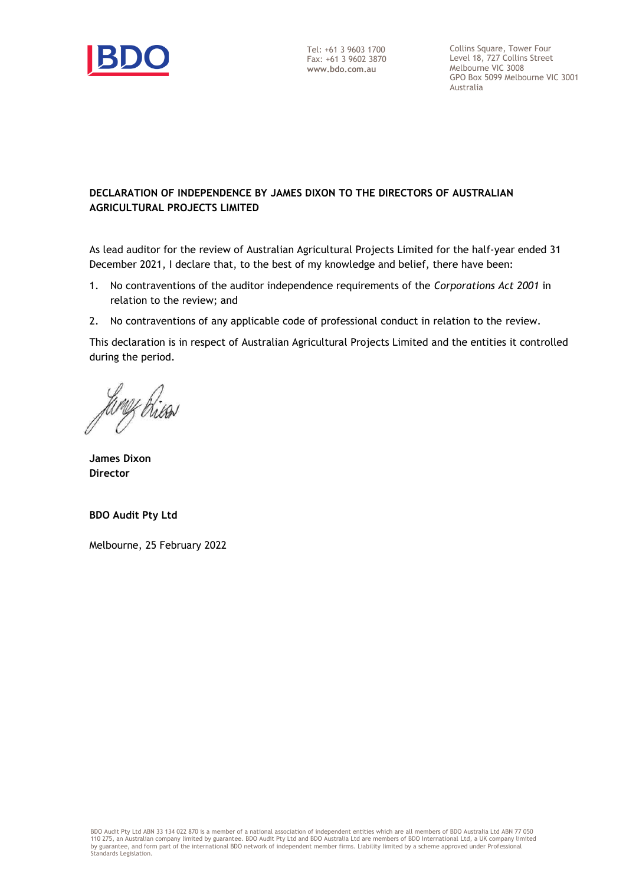Tel: +61 3 9603 1700
Fax: +61 3 9602 3870
**www.bdo.com.au**

Collins Square, Tower Four
Level 18, 727 Collins Street
Melbourne VIC 3008
GPO Box 5099 Melbourne VIC 3001
Australia

**DECLARATION OF INDEPENDENCE BY JAMES DIXON TO THE DIRECTORS OF AUSTRALIAN AGRICULTURAL PROJECTS LIMITED**

As lead auditor for the review of Australian Agricultural Projects Limited for the half-year ended 31 December 2021, I declare that, to the best of my knowledge and belief, there have been:

1. No contraventions of the auditor independence requirements of the *Corporations Act 2001* in relation to the review; and
2. No contraventions of any applicable code of professional conduct in relation to the review.

This declaration is in respect of Australian Agricultural Projects Limited and the entities it controlled during the period.

**James Dixon**
**Director**

**BDO Audit Pty Ltd**

Melbourne, 25 February 2022

BDO Audit Pty Ltd ABN 33 134 022 870 is a member of a national association of independent entities which are all members of BDO Australia Ltd ABN 77 050 110 275, an Australian company limited by guarantee. BDO Audit Pty Ltd and BDO Australia Ltd are members of BDO International Ltd, a UK company limited by guarantee, and form part of the international BDO network of independent member firms. Liability limited by a scheme approved under Professional Standards Legislation.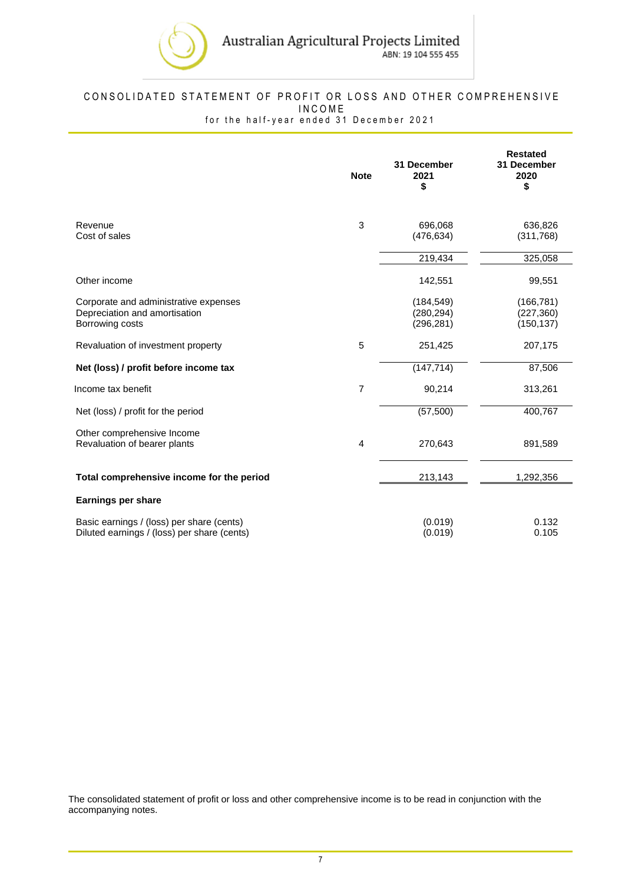# CONSOLIDATED STATEMENT OF PROFIT OR LOSS AND OTHER COMPREHENSIVE INCOME

for the half-year ended 31 December 2021

| | Note | 31 December 2021 $ | Restated 31 December 2020 $ |
|---|---|---|---|
| Revenue | 3 | 696,068 | 636,826 |
| Cost of sales | | (476,634) | (311,768) |
| | | 219,434 | 325,058 |
| Other income | | 142,551 | 99,551 |
| Corporate and administrative expenses | | (184,549) | (166,781) |
| Depreciation and amortisation | | (280,294) | (227,360) |
| Borrowing costs | | (296,281) | (150,137) |
| Revaluation of investment property | 5 | 251,425 | 207,175 |
| **Net (loss) / profit before income tax** | | (147,714) | 87,506 |
| Income tax benefit | 7 | 90,214 | 313,261 |
| Net (loss) / profit for the period | | (57,500) | 400,767 |
| Other comprehensive Income | | | |
| Revaluation of bearer plants | 4 | 270,643 | 891,589 |
| **Total comprehensive income for the period** | | 213,143 | 1,292,356 |
| **Earnings per share** | | | |
| Basic earnings / (loss) per share (cents) | | (0.019) | 0.132 |
| Diluted earnings / (loss) per share (cents) | | (0.019) | 0.105 |

The consolidated statement of profit or loss and other comprehensive income is to be read in conjunction with the accompanying notes.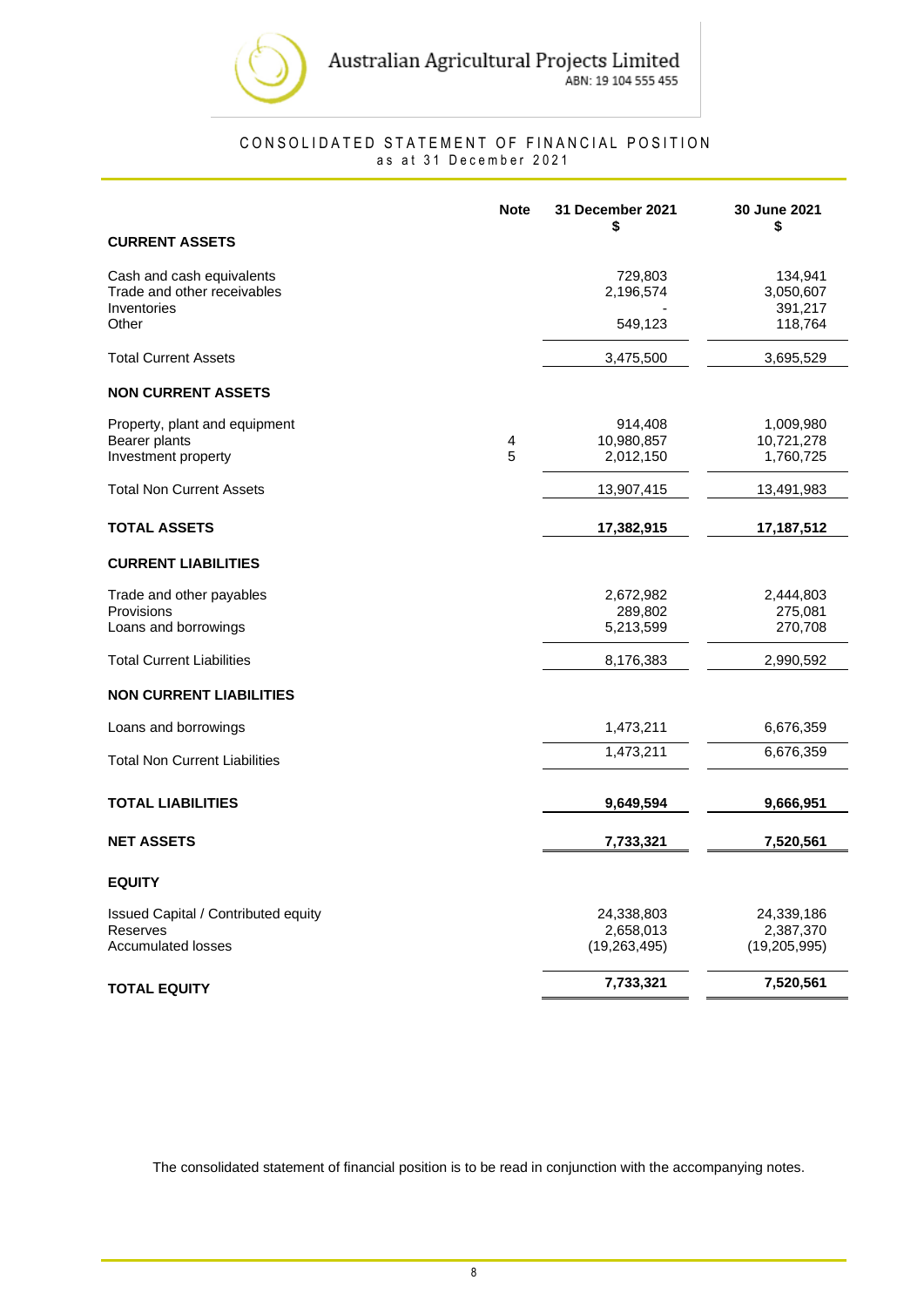Australian Agricultural Projects Limited
ABN: 19 104 555 455

# CONSOLIDATED STATEMENT OF FINANCIAL POSITION
as at 31 December 2021

| | Note | 31 December 2021 $ | 30 June 2021 $ |
|---|---|---|---|
| **CURRENT ASSETS** | | | |
| Cash and cash equivalents | | 729,803 | 134,941 |
| Trade and other receivables | | 2,196,574 | 3,050,607 |
| Inventories | | - | 391,217 |
| Other | | 549,123 | 118,764 |
| Total Current Assets | | 3,475,500 | 3,695,529 |
| **NON CURRENT ASSETS** | | | |
| Property, plant and equipment | | 914,408 | 1,009,980 |
| Bearer plants | 4 | 10,980,857 | 10,721,278 |
| Investment property | 5 | 2,012,150 | 1,760,725 |
| Total Non Current Assets | | 13,907,415 | 13,491,983 |
| **TOTAL ASSETS** | | **17,382,915** | **17,187,512** |
| **CURRENT LIABILITIES** | | | |
| Trade and other payables | | 2,672,982 | 2,444,803 |
| Provisions | | 289,802 | 275,081 |
| Loans and borrowings | | 5,213,599 | 270,708 |
| Total Current Liabilities | | 8,176,383 | 2,990,592 |
| **NON CURRENT LIABILITIES** | | | |
| Loans and borrowings | | 1,473,211 | 6,676,359 |
| Total Non Current Liabilities | | 1,473,211 | 6,676,359 |
| **TOTAL LIABILITIES** | | **9,649,594** | **9,666,951** |
| **NET ASSETS** | | **7,733,321** | **7,520,561** |
| **EQUITY** | | | |
| Issued Capital / Contributed equity | | 24,338,803 | 24,339,186 |
| Reserves | | 2,658,013 | 2,387,370 |
| Accumulated losses | | (19,263,495) | (19,205,995) |
| **TOTAL EQUITY** | | **7,733,321** | **7,520,561** |

The consolidated statement of financial position is to be read in conjunction with the accompanying notes.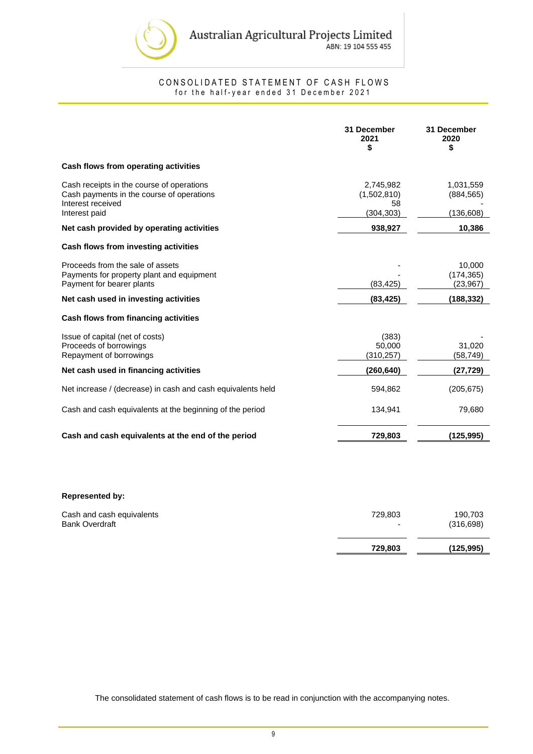# Australian Agricultural Projects Limited

ABN: 19 104 555 455

## CONSOLIDATED STATEMENT OF CASH FLOWS

for the half-year ended 31 December 2021

| | 31 December 2021 $ | 31 December 2020 $ |
|---|---|---|
| **Cash flows from operating activities** | | |
| Cash receipts in the course of operations | 2,745,982 | 1,031,559 |
| Cash payments in the course of operations | (1,502,810) | (884,565) |
| Interest received | 58 | - |
| Interest paid | (304,303) | (136,608) |
| **Net cash provided by operating activities** | **938,927** | **10,386** |
| **Cash flows from investing activities** | | |
| Proceeds from the sale of assets | - | 10,000 |
| Payments for property plant and equipment | - | (174,365) |
| Payment for bearer plants | (83,425) | (23,967) |
| **Net cash used in investing activities** | **(83,425)** | **(188,332)** |
| **Cash flows from financing activities** | | |
| Issue of capital (net of costs) | (383) | - |
| Proceeds of borrowings | 50,000 | 31,020 |
| Repayment of borrowings | (310,257) | (58,749) |
| **Net cash used in financing activities** | **(260,640)** | **(27,729)** |
| Net increase / (decrease) in cash and cash equivalents held | 594,862 | (205,675) |
| Cash and cash equivalents at the beginning of the period | 134,941 | 79,680 |
| **Cash and cash equivalents at the end of the period** | **729,803** | **(125,995)** |
| | | |
| **Represented by:** | | |
| Cash and cash equivalents | 729,803 | 190,703 |
| Bank Overdraft | - | (316,698) |
| | **729,803** | **(125,995)** |

The consolidated statement of cash flows is to be read in conjunction with the accompanying notes.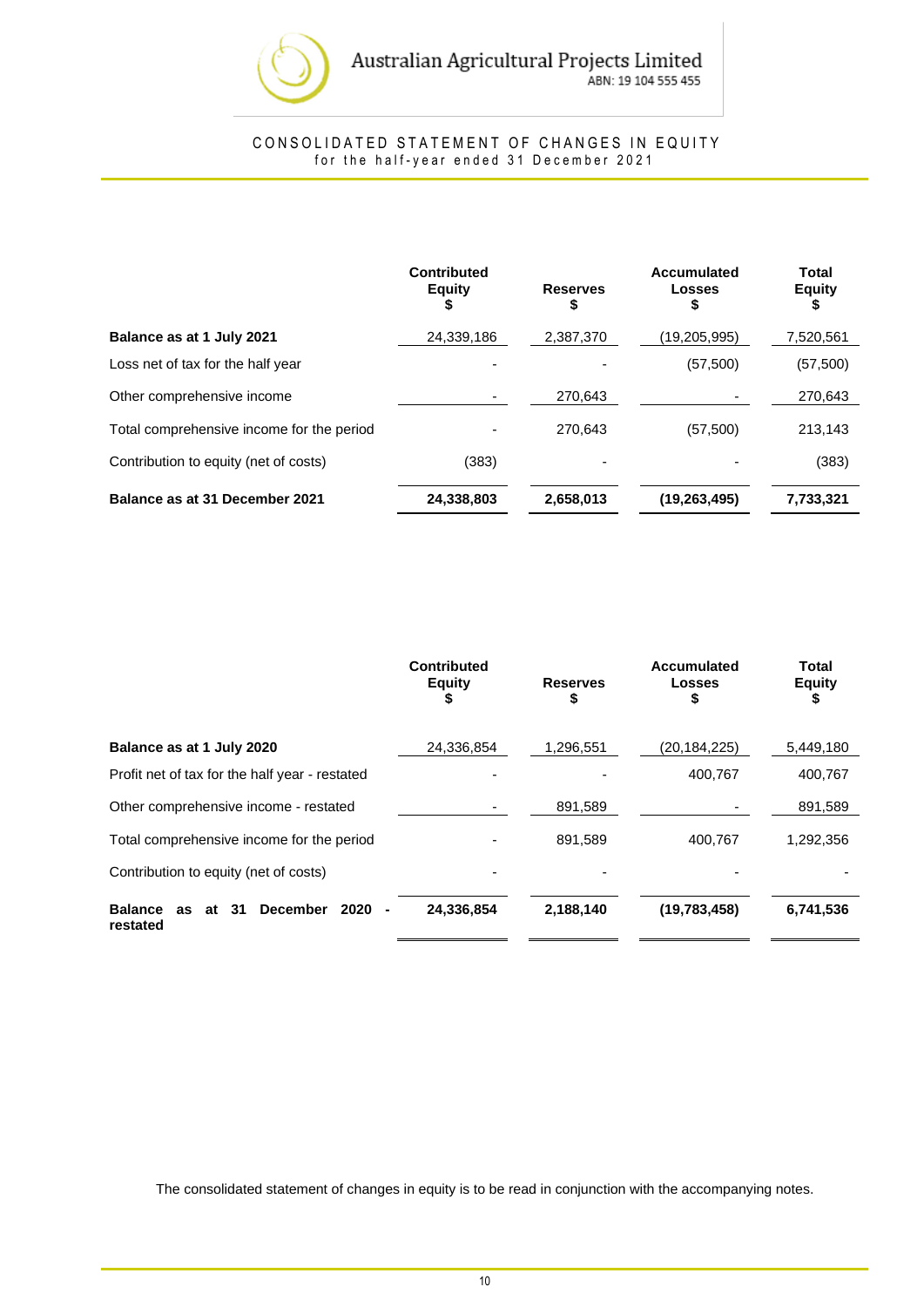# CONSOLIDATED STATEMENT OF CHANGES IN EQUITY

for the half-year ended 31 December 2021

| | Contributed Equity $ | Reserves $ | Accumulated Losses $ | Total Equity $ |
|---|---|---|---|---|
| **Balance as at 1 July 2021** | 24,339,186 | 2,387,370 | (19,205,995) | 7,520,561 |
| Loss net of tax for the half year | - | - | (57,500) | (57,500) |
| Other comprehensive income | - | 270,643 | - | 270,643 |
| Total comprehensive income for the period | - | 270,643 | (57,500) | 213,143 |
| Contribution to equity (net of costs) | (383) | - | - | (383) |
| **Balance as at 31 December 2021** | **24,338,803** | **2,658,013** | **(19,263,495)** | **7,733,321** |

| | Contributed Equity $ | Reserves $ | Accumulated Losses $ | Total Equity $ |
|---|---|---|---|---|
| **Balance as at 1 July 2020** | 24,336,854 | 1,296,551 | (20,184,225) | 5,449,180 |
| Profit net of tax for the half year - restated | - | - | 400,767 | 400,767 |
| Other comprehensive income - restated | - | 891,589 | - | 891,589 |
| Total comprehensive income for the period | - | 891,589 | 400,767 | 1,292,356 |
| Contribution to equity (net of costs) | - | - | - | - |
| **Balance as at 31 December 2020 - restated** | **24,336,854** | **2,188,140** | **(19,783,458)** | **6,741,536** |

The consolidated statement of changes in equity is to be read in conjunction with the accompanying notes.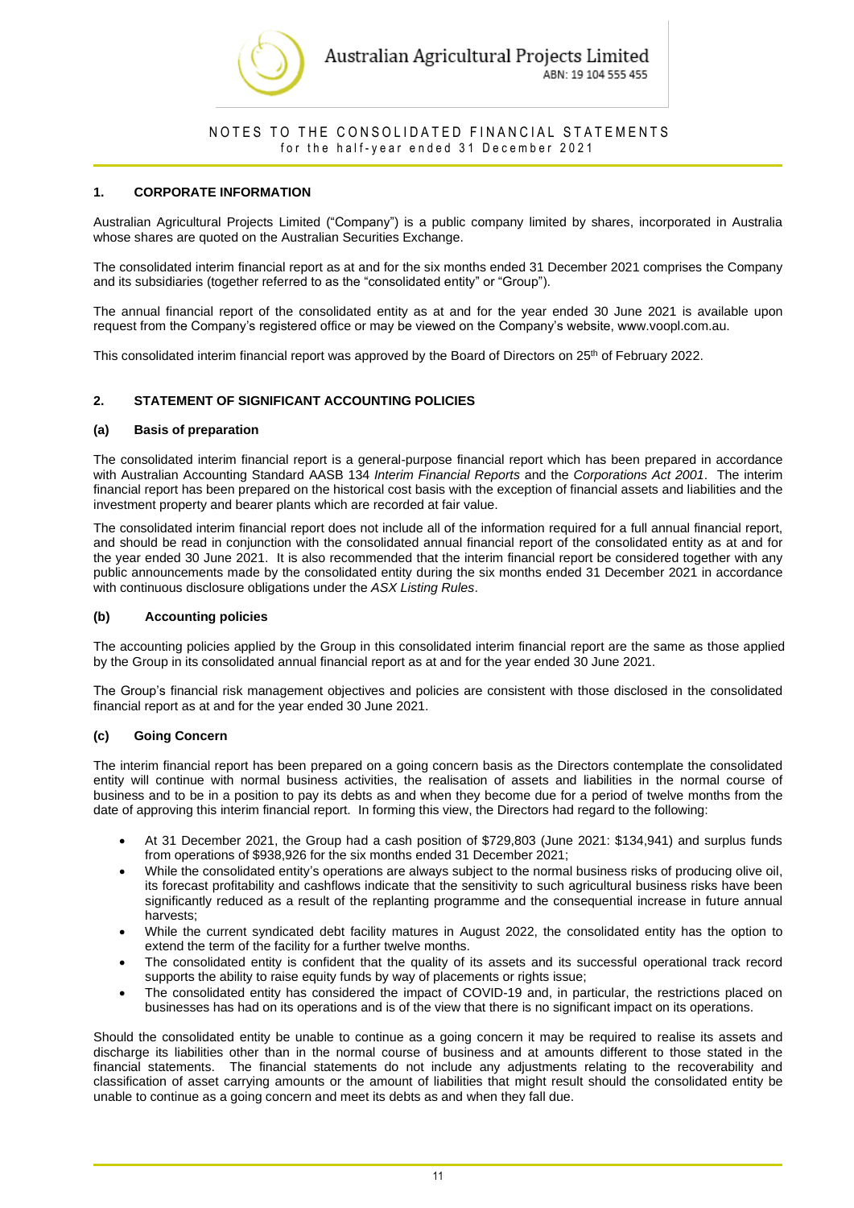# NOTES TO THE CONSOLIDATED FINANCIAL STATEMENTS
for the half-year ended 31 December 2021

## 1. CORPORATE INFORMATION

Australian Agricultural Projects Limited ("Company") is a public company limited by shares, incorporated in Australia whose shares are quoted on the Australian Securities Exchange.

The consolidated interim financial report as at and for the six months ended 31 December 2021 comprises the Company and its subsidiaries (together referred to as the "consolidated entity" or "Group").

The annual financial report of the consolidated entity as at and for the year ended 30 June 2021 is available upon request from the Company's registered office or may be viewed on the Company's website, www.voopl.com.au.

This consolidated interim financial report was approved by the Board of Directors on 25th of February 2022.

## 2. STATEMENT OF SIGNIFICANT ACCOUNTING POLICIES

### (a) Basis of preparation

The consolidated interim financial report is a general-purpose financial report which has been prepared in accordance with Australian Accounting Standard AASB 134 *Interim Financial Reports* and the *Corporations Act 2001*. The interim financial report has been prepared on the historical cost basis with the exception of financial assets and liabilities and the investment property and bearer plants which are recorded at fair value.

The consolidated interim financial report does not include all of the information required for a full annual financial report, and should be read in conjunction with the consolidated annual financial report of the consolidated entity as at and for the year ended 30 June 2021. It is also recommended that the interim financial report be considered together with any public announcements made by the consolidated entity during the six months ended 31 December 2021 in accordance with continuous disclosure obligations under the *ASX Listing Rules*.

### (b) Accounting policies

The accounting policies applied by the Group in this consolidated interim financial report are the same as those applied by the Group in its consolidated annual financial report as at and for the year ended 30 June 2021.

The Group's financial risk management objectives and policies are consistent with those disclosed in the consolidated financial report as at and for the year ended 30 June 2021.

### (c) Going Concern

The interim financial report has been prepared on a going concern basis as the Directors contemplate the consolidated entity will continue with normal business activities, the realisation of assets and liabilities in the normal course of business and to be in a position to pay its debts as and when they become due for a period of twelve months from the date of approving this interim financial report. In forming this view, the Directors had regard to the following:

- At 31 December 2021, the Group had a cash position of $729,803 (June 2021: $134,941) and surplus funds from operations of $938,926 for the six months ended 31 December 2021;
- While the consolidated entity's operations are always subject to the normal business risks of producing olive oil, its forecast profitability and cashflows indicate that the sensitivity to such agricultural business risks have been significantly reduced as a result of the replanting programme and the consequential increase in future annual harvests;
- While the current syndicated debt facility matures in August 2022, the consolidated entity has the option to extend the term of the facility for a further twelve months.
- The consolidated entity is confident that the quality of its assets and its successful operational track record supports the ability to raise equity funds by way of placements or rights issue;
- The consolidated entity has considered the impact of COVID-19 and, in particular, the restrictions placed on businesses has had on its operations and is of the view that there is no significant impact on its operations.

Should the consolidated entity be unable to continue as a going concern it may be required to realise its assets and discharge its liabilities other than in the normal course of business and at amounts different to those stated in the financial statements. The financial statements do not include any adjustments relating to the recoverability and classification of asset carrying amounts or the amount of liabilities that might result should the consolidated entity be unable to continue as a going concern and meet its debts as and when they fall due.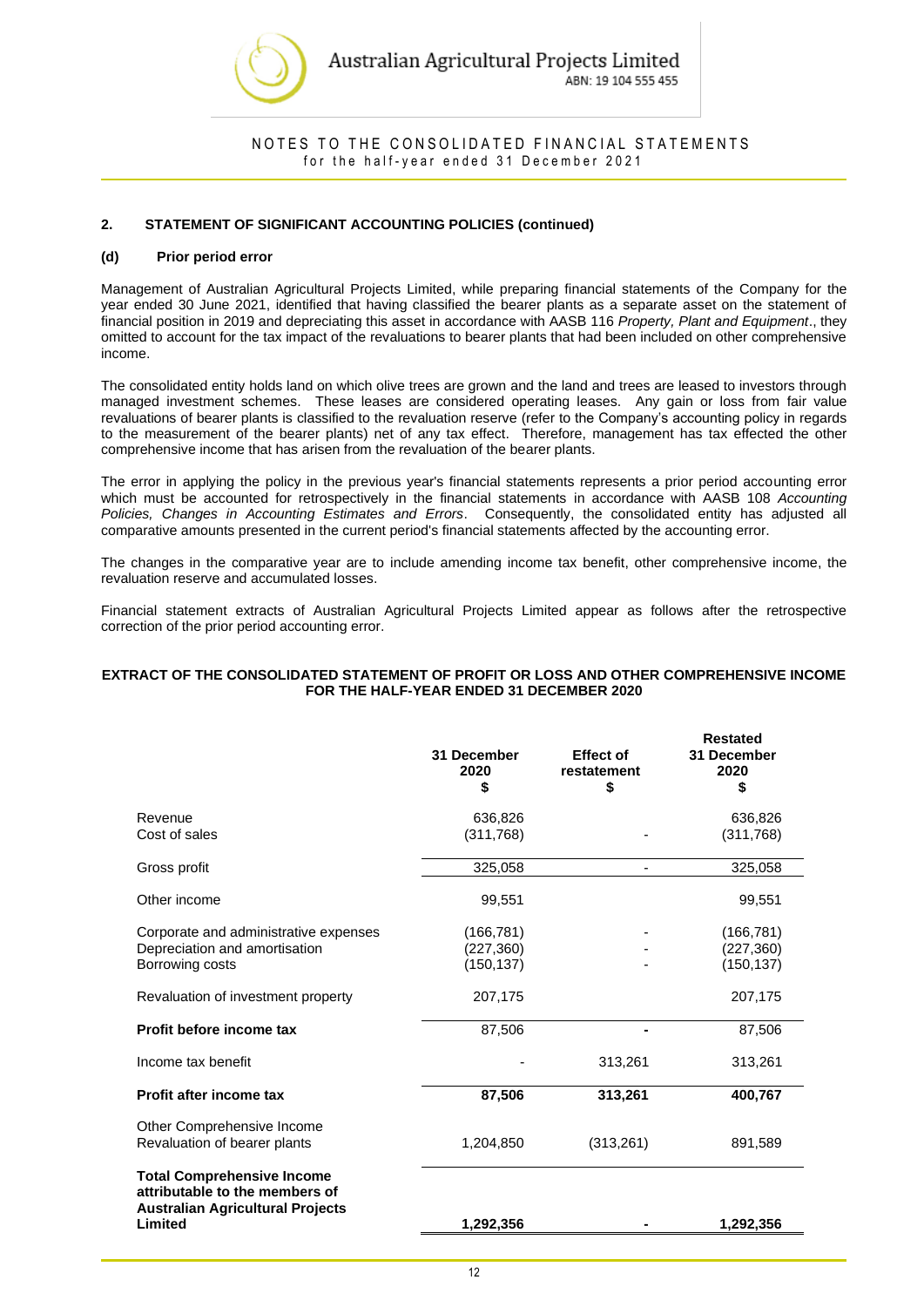## 2. STATEMENT OF SIGNIFICANT ACCOUNTING POLICIES (continued)

### (d) Prior period error

Management of Australian Agricultural Projects Limited, while preparing financial statements of the Company for the year ended 30 June 2021, identified that having classified the bearer plants as a separate asset on the statement of financial position in 2019 and depreciating this asset in accordance with AASB 116 *Property, Plant and Equipment*., they omitted to account for the tax impact of the revaluations to bearer plants that had been included on other comprehensive income.

The consolidated entity holds land on which olive trees are grown and the land and trees are leased to investors through managed investment schemes. These leases are considered operating leases. Any gain or loss from fair value revaluations of bearer plants is classified to the revaluation reserve (refer to the Company's accounting policy in regards to the measurement of the bearer plants) net of any tax effect. Therefore, management has tax effected the other comprehensive income that has arisen from the revaluation of the bearer plants.

The error in applying the policy in the previous year's financial statements represents a prior period accounting error which must be accounted for retrospectively in the financial statements in accordance with AASB 108 *Accounting Policies, Changes in Accounting Estimates and Errors*. Consequently, the consolidated entity has adjusted all comparative amounts presented in the current period's financial statements affected by the accounting error.

The changes in the comparative year are to include amending income tax benefit, other comprehensive income, the revaluation reserve and accumulated losses.

Financial statement extracts of Australian Agricultural Projects Limited appear as follows after the retrospective correction of the prior period accounting error.

**EXTRACT OF THE CONSOLIDATED STATEMENT OF PROFIT OR LOSS AND OTHER COMPREHENSIVE INCOME FOR THE HALF-YEAR ENDED 31 DECEMBER 2020**

| | 31 December 2020 $ | Effect of restatement $ | Restated 31 December 2020 $ |
|---|---|---|---|
| Revenue | 636,826 | | 636,826 |
| Cost of sales | (311,768) | - | (311,768) |
| Gross profit | 325,058 | - | 325,058 |
| Other income | 99,551 | | 99,551 |
| Corporate and administrative expenses | (166,781) | - | (166,781) |
| Depreciation and amortisation | (227,360) | - | (227,360) |
| Borrowing costs | (150,137) | - | (150,137) |
| Revaluation of investment property | 207,175 | | 207,175 |
| **Profit before income tax** | 87,506 | **-** | 87,506 |
| Income tax benefit | - | 313,261 | 313,261 |
| **Profit after income tax** | **87,506** | **313,261** | **400,767** |
| Other Comprehensive Income | | | |
| Revaluation of bearer plants | 1,204,850 | (313,261) | 891,589 |
| **Total Comprehensive Income attributable to the members of Australian Agricultural Projects Limited** | **1,292,356** | **-** | **1,292,356** |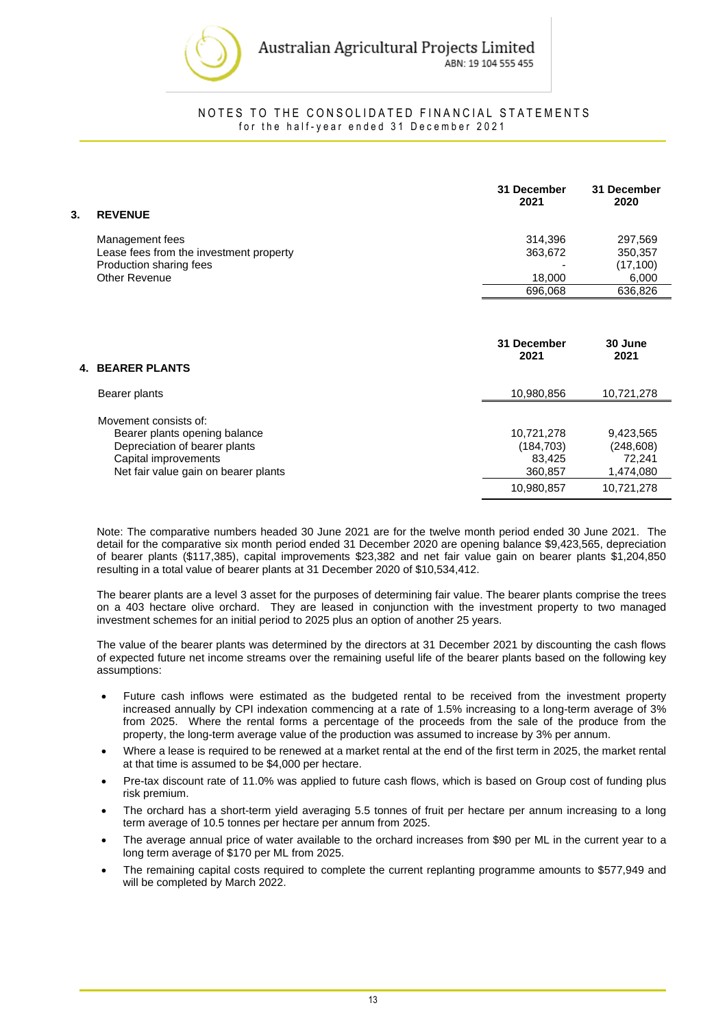## 3. REVENUE

| | 31 December 2021 | 31 December 2020 |
|---|---|---|
| Management fees | 314,396 | 297,569 |
| Lease fees from the investment property | 363,672 | 350,357 |
| Production sharing fees | - | (17,100) |
| Other Revenue | 18,000 | 6,000 |
| | 696,068 | 636,826 |

## 4. BEARER PLANTS

| | 31 December 2021 | 30 June 2021 |
|---|---|---|
| Bearer plants | 10,980,856 | 10,721,278 |
| Movement consists of: | | |
| Bearer plants opening balance | 10,721,278 | 9,423,565 |
| Depreciation of bearer plants | (184,703) | (248,608) |
| Capital improvements | 83,425 | 72,241 |
| Net fair value gain on bearer plants | 360,857 | 1,474,080 |
| | 10,980,857 | 10,721,278 |

Note: The comparative numbers headed 30 June 2021 are for the twelve month period ended 30 June 2021. The detail for the comparative six month period ended 31 December 2020 are opening balance $9,423,565, depreciation of bearer plants ($117,385), capital improvements $23,382 and net fair value gain on bearer plants $1,204,850 resulting in a total value of bearer plants at 31 December 2020 of $10,534,412.

The bearer plants are a level 3 asset for the purposes of determining fair value. The bearer plants comprise the trees on a 403 hectare olive orchard. They are leased in conjunction with the investment property to two managed investment schemes for an initial period to 2025 plus an option of another 25 years.

The value of the bearer plants was determined by the directors at 31 December 2021 by discounting the cash flows of expected future net income streams over the remaining useful life of the bearer plants based on the following key assumptions:

- Future cash inflows were estimated as the budgeted rental to be received from the investment property increased annually by CPI indexation commencing at a rate of 1.5% increasing to a long-term average of 3% from 2025. Where the rental forms a percentage of the proceeds from the sale of the produce from the property, the long-term average value of the production was assumed to increase by 3% per annum.
- Where a lease is required to be renewed at a market rental at the end of the first term in 2025, the market rental at that time is assumed to be $4,000 per hectare.
- Pre-tax discount rate of 11.0% was applied to future cash flows, which is based on Group cost of funding plus risk premium.
- The orchard has a short-term yield averaging 5.5 tonnes of fruit per hectare per annum increasing to a long term average of 10.5 tonnes per hectare per annum from 2025.
- The average annual price of water available to the orchard increases from $90 per ML in the current year to a long term average of $170 per ML from 2025.
- The remaining capital costs required to complete the current replanting programme amounts to $577,949 and will be completed by March 2022.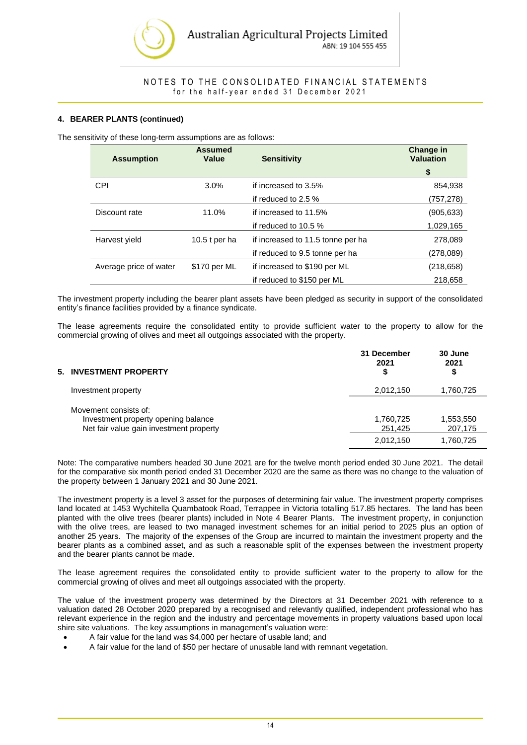### 4. BEARER PLANTS (continued)

The sensitivity of these long-term assumptions are as follows:

| Assumption | Assumed Value | Sensitivity | Change in Valuation $ |
|---|---|---|---|
| CPI | 3.0% | if increased to 3.5% | 854,938 |
| | | if reduced to 2.5 % | (757,278) |
| Discount rate | 11.0% | if increased to 11.5% | (905,633) |
| | | if reduced to 10.5 % | 1,029,165 |
| Harvest yield | 10.5 t per ha | if increased to 11.5 tonne per ha | 278,089 |
| | | if reduced to 9.5 tonne per ha | (278,089) |
| Average price of water | $170 per ML | if increased to $190 per ML | (218,658) |
| | | if reduced to $150 per ML | 218,658 |

The investment property including the bearer plant assets have been pledged as security in support of the consolidated entity's finance facilities provided by a finance syndicate.

The lease agreements require the consolidated entity to provide sufficient water to the property to allow for the commercial growing of olives and meet all outgoings associated with the property.

| 5. INVESTMENT PROPERTY | 31 December 2021 $ | 30 June 2021 $ |
|---|---|---|
| Investment property | 2,012,150 | 1,760,725 |
| | | |
| Movement consists of: | | |
| Investment property opening balance | 1,760,725 | 1,553,550 |
| Net fair value gain investment property | 251,425 | 207,175 |
| | 2,012,150 | 1,760,725 |

Note: The comparative numbers headed 30 June 2021 are for the twelve month period ended 30 June 2021. The detail for the comparative six month period ended 31 December 2020 are the same as there was no change to the valuation of the property between 1 January 2021 and 30 June 2021.

The investment property is a level 3 asset for the purposes of determining fair value. The investment property comprises land located at 1453 Wychitella Quambatook Road, Terrappee in Victoria totalling 517.85 hectares. The land has been planted with the olive trees (bearer plants) included in Note 4 Bearer Plants. The investment property, in conjunction with the olive trees, are leased to two managed investment schemes for an initial period to 2025 plus an option of another 25 years. The majority of the expenses of the Group are incurred to maintain the investment property and the bearer plants as a combined asset, and as such a reasonable split of the expenses between the investment property and the bearer plants cannot be made.

The lease agreement requires the consolidated entity to provide sufficient water to the property to allow for the commercial growing of olives and meet all outgoings associated with the property.

The value of the investment property was determined by the Directors at 31 December 2021 with reference to a valuation dated 28 October 2020 prepared by a recognised and relevantly qualified, independent professional who has relevant experience in the region and the industry and percentage movements in property valuations based upon local shire site valuations. The key assumptions in management's valuation were:

- A fair value for the land was $4,000 per hectare of usable land; and
- A fair value for the land of $50 per hectare of unusable land with remnant vegetation.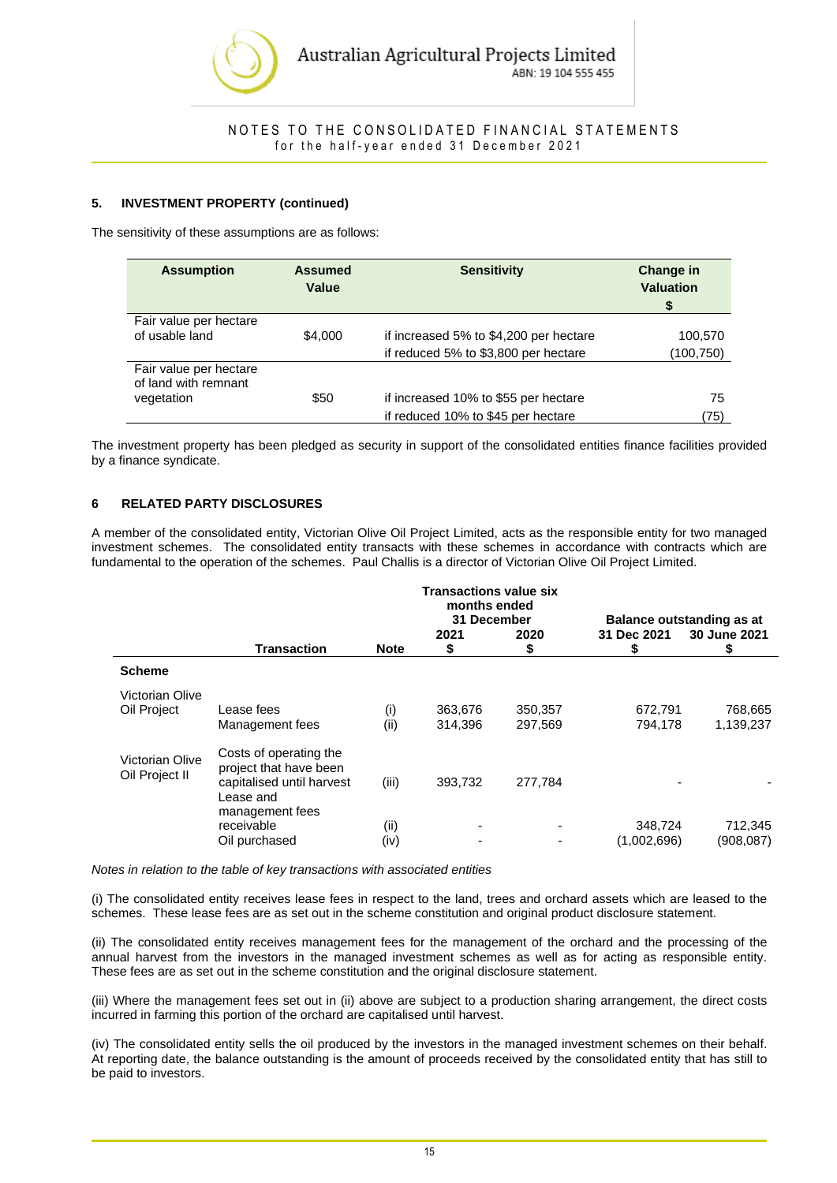## 5. INVESTMENT PROPERTY (continued)

The sensitivity of these assumptions are as follows:

| Assumption | Assumed Value | Sensitivity | Change in Valuation $ |
|---|---|---|---|
| Fair value per hectare of usable land | $4,000 | if increased 5% to $4,200 per hectare | 100,570 |
| | | if reduced 5% to $3,800 per hectare | (100,750) |
| Fair value per hectare of land with remnant vegetation | $50 | if increased 10% to $55 per hectare | 75 |
| | | if reduced 10% to $45 per hectare | (75) |

The investment property has been pledged as security in support of the consolidated entities finance facilities provided by a finance syndicate.

## 6 RELATED PARTY DISCLOSURES

A member of the consolidated entity, Victorian Olive Oil Project Limited, acts as the responsible entity for two managed investment schemes. The consolidated entity transacts with these schemes in accordance with contracts which are fundamental to the operation of the schemes. Paul Challis is a director of Victorian Olive Oil Project Limited.

| | | | Transactions value six months ended 31 December | | Balance outstanding as at | |
|---|---|---|---|---|---|---|
| | **Transaction** | **Note** | **2021 $** | **2020 $** | **31 Dec 2021 $** | **30 June 2021 $** |
| **Scheme** | | | | | | |
| Victorian Olive Oil Project | Lease fees | (i) | 363,676 | 350,357 | 672,791 | 768,665 |
| | Management fees | (ii) | 314,396 | 297,569 | 794,178 | 1,139,237 |
| Victorian Olive Oil Project II | Costs of operating the project that have been capitalised until harvest | (iii) | 393,732 | 277,784 | - | - |
| | Lease and management fees receivable | (ii) | - | - | 348,724 | 712,345 |
| | Oil purchased | (iv) | - | - | (1,002,696) | (908,087) |

*Notes in relation to the table of key transactions with associated entities*

(i) The consolidated entity receives lease fees in respect to the land, trees and orchard assets which are leased to the schemes. These lease fees are as set out in the scheme constitution and original product disclosure statement.

(ii) The consolidated entity receives management fees for the management of the orchard and the processing of the annual harvest from the investors in the managed investment schemes as well as for acting as responsible entity. These fees are as set out in the scheme constitution and the original disclosure statement.

(iii) Where the management fees set out in (ii) above are subject to a production sharing arrangement, the direct costs incurred in farming this portion of the orchard are capitalised until harvest.

(iv) The consolidated entity sells the oil produced by the investors in the managed investment schemes on their behalf. At reporting date, the balance outstanding is the amount of proceeds received by the consolidated entity that has still to be paid to investors.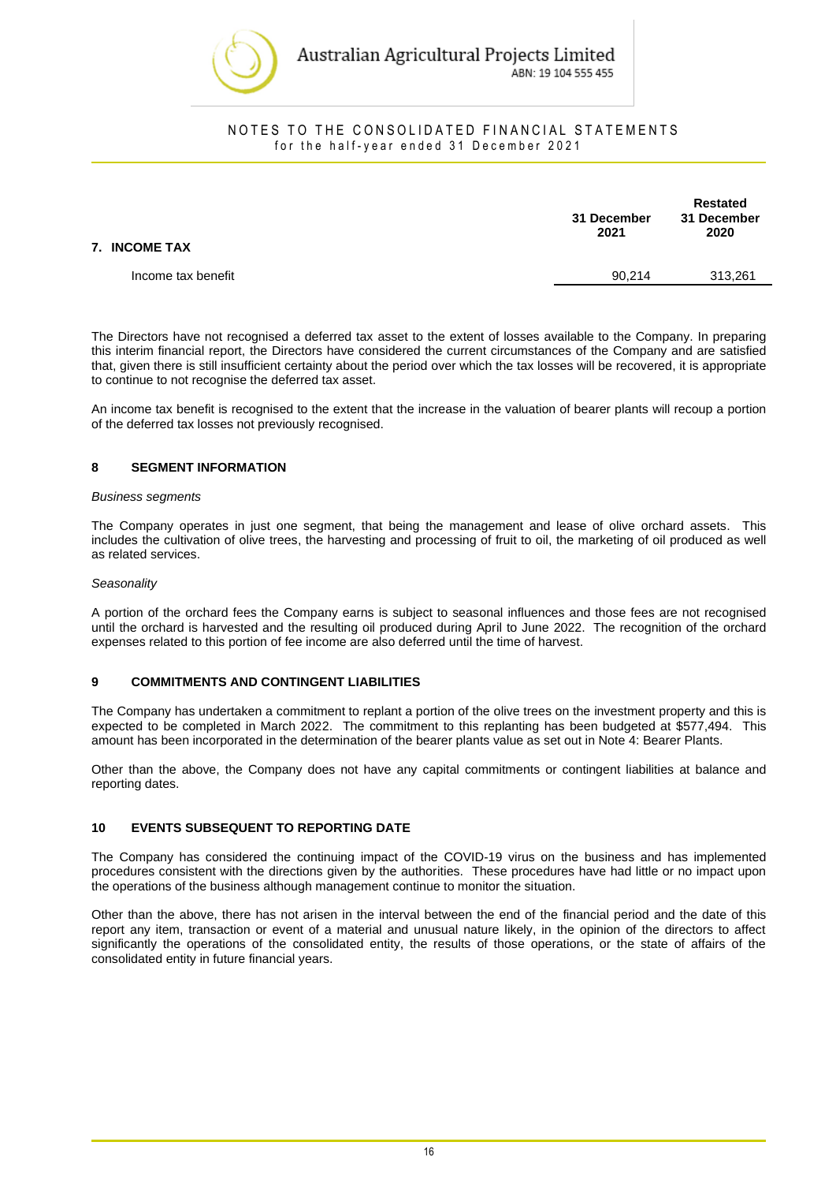# NOTES TO THE CONSOLIDATED FINANCIAL STATEMENTS
for the half-year ended 31 December 2021

| 7. INCOME TAX | 31 December 2021 | Restated 31 December 2020 |
|---|---|---|
| Income tax benefit | 90,214 | 313,261 |

The Directors have not recognised a deferred tax asset to the extent of losses available to the Company. In preparing this interim financial report, the Directors have considered the current circumstances of the Company and are satisfied that, given there is still insufficient certainty about the period over which the tax losses will be recovered, it is appropriate to continue to not recognise the deferred tax asset.

An income tax benefit is recognised to the extent that the increase in the valuation of bearer plants will recoup a portion of the deferred tax losses not previously recognised.

## 8 SEGMENT INFORMATION

*Business segments*

The Company operates in just one segment, that being the management and lease of olive orchard assets. This includes the cultivation of olive trees, the harvesting and processing of fruit to oil, the marketing of oil produced as well as related services.

*Seasonality*

A portion of the orchard fees the Company earns is subject to seasonal influences and those fees are not recognised until the orchard is harvested and the resulting oil produced during April to June 2022. The recognition of the orchard expenses related to this portion of fee income are also deferred until the time of harvest.

## 9 COMMITMENTS AND CONTINGENT LIABILITIES

The Company has undertaken a commitment to replant a portion of the olive trees on the investment property and this is expected to be completed in March 2022. The commitment to this replanting has been budgeted at $577,494. This amount has been incorporated in the determination of the bearer plants value as set out in Note 4: Bearer Plants.

Other than the above, the Company does not have any capital commitments or contingent liabilities at balance and reporting dates.

## 10 EVENTS SUBSEQUENT TO REPORTING DATE

The Company has considered the continuing impact of the COVID-19 virus on the business and has implemented procedures consistent with the directions given by the authorities. These procedures have had little or no impact upon the operations of the business although management continue to monitor the situation.

Other than the above, there has not arisen in the interval between the end of the financial period and the date of this report any item, transaction or event of a material and unusual nature likely, in the opinion of the directors to affect significantly the operations of the consolidated entity, the results of those operations, or the state of affairs of the consolidated entity in future financial years.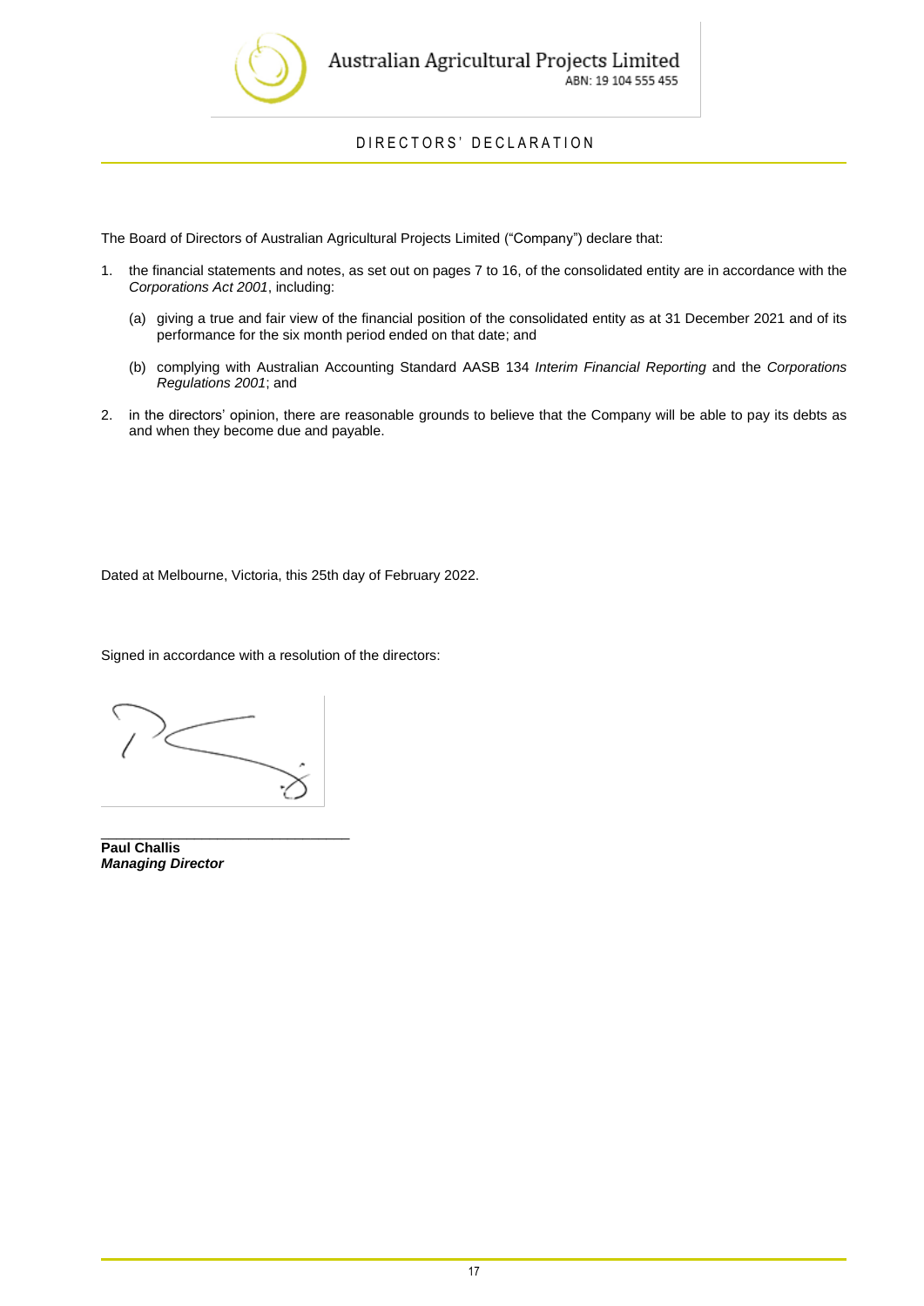# DIRECTORS' DECLARATION

The Board of Directors of Australian Agricultural Projects Limited ("Company") declare that:

1. the financial statements and notes, as set out on pages 7 to 16, of the consolidated entity are in accordance with the *Corporations Act 2001*, including:

   (a) giving a true and fair view of the financial position of the consolidated entity as at 31 December 2021 and of its performance for the six month period ended on that date; and

   (b) complying with Australian Accounting Standard AASB 134 *Interim Financial Reporting* and the *Corporations Regulations 2001*; and

2. in the directors' opinion, there are reasonable grounds to believe that the Company will be able to pay its debts as and when they become due and payable.

Dated at Melbourne, Victoria, this 25th day of February 2022.

Signed in accordance with a resolution of the directors:

\_\_\_\_\_\_\_\_\_\_\_\_\_\_\_\_\_\_\_\_\_\_\_\_\_\_\_\_\_\_

**Paul Challis**
***Managing Director***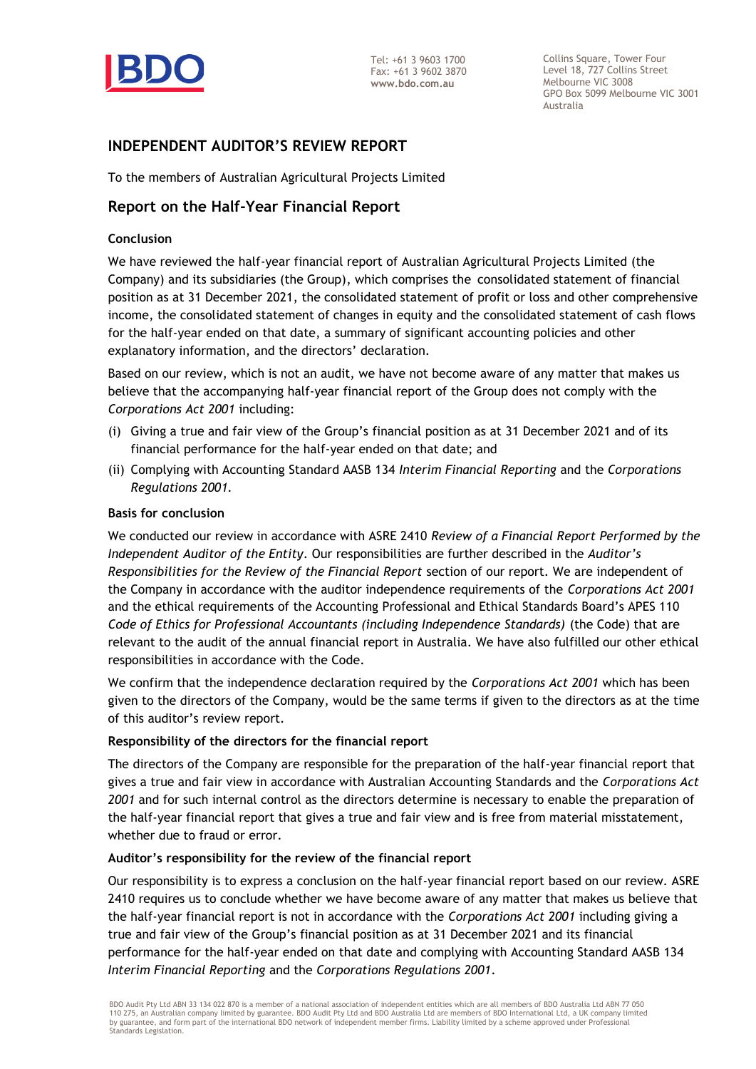Tel: +61 3 9603 1700
Fax: +61 3 9602 3870
**www.bdo.com.au**

Collins Square, Tower Four
Level 18, 727 Collins Street
Melbourne VIC 3008
GPO Box 5099 Melbourne VIC 3001
Australia

## INDEPENDENT AUDITOR'S REVIEW REPORT

To the members of Australian Agricultural Projects Limited

## Report on the Half-Year Financial Report

### Conclusion

We have reviewed the half-year financial report of Australian Agricultural Projects Limited (the Company) and its subsidiaries (the Group), which comprises the consolidated statement of financial position as at 31 December 2021, the consolidated statement of profit or loss and other comprehensive income, the consolidated statement of changes in equity and the consolidated statement of cash flows for the half-year ended on that date, a summary of significant accounting policies and other explanatory information, and the directors' declaration.

Based on our review, which is not an audit, we have not become aware of any matter that makes us believe that the accompanying half-year financial report of the Group does not comply with the *Corporations Act 2001* including:

(i) Giving a true and fair view of the Group's financial position as at 31 December 2021 and of its financial performance for the half-year ended on that date; and

(ii) Complying with Accounting Standard AASB 134 *Interim Financial Reporting* and the *Corporations Regulations 2001.*

### Basis for conclusion

We conducted our review in accordance with ASRE 2410 *Review of a Financial Report Performed by the Independent Auditor of the Entity*. Our responsibilities are further described in the *Auditor's Responsibilities for the Review of the Financial Report* section of our report. We are independent of the Company in accordance with the auditor independence requirements of the *Corporations Act 2001* and the ethical requirements of the Accounting Professional and Ethical Standards Board's APES 110 *Code of Ethics for Professional Accountants (including Independence Standards)* (the Code) that are relevant to the audit of the annual financial report in Australia. We have also fulfilled our other ethical responsibilities in accordance with the Code.

We confirm that the independence declaration required by the *Corporations Act 2001* which has been given to the directors of the Company, would be the same terms if given to the directors as at the time of this auditor's review report.

### Responsibility of the directors for the financial report

The directors of the Company are responsible for the preparation of the half-year financial report that gives a true and fair view in accordance with Australian Accounting Standards and the *Corporations Act 2001* and for such internal control as the directors determine is necessary to enable the preparation of the half-year financial report that gives a true and fair view and is free from material misstatement, whether due to fraud or error.

### Auditor's responsibility for the review of the financial report

Our responsibility is to express a conclusion on the half-year financial report based on our review. ASRE 2410 requires us to conclude whether we have become aware of any matter that makes us believe that the half-year financial report is not in accordance with the *Corporations Act 2001* including giving a true and fair view of the Group's financial position as at 31 December 2021 and its financial performance for the half-year ended on that date and complying with Accounting Standard AASB 134 *Interim Financial Reporting* and the *Corporations Regulations 2001*.

BDO Audit Pty Ltd ABN 33 134 022 870 is a member of a national association of independent entities which are all members of BDO Australia Ltd ABN 77 050 110 275, an Australian company limited by guarantee. BDO Audit Pty Ltd and BDO Australia Ltd are members of BDO International Ltd, a UK company limited by guarantee, and form part of the international BDO network of independent member firms. Liability limited by a scheme approved under Professional Standards Legislation.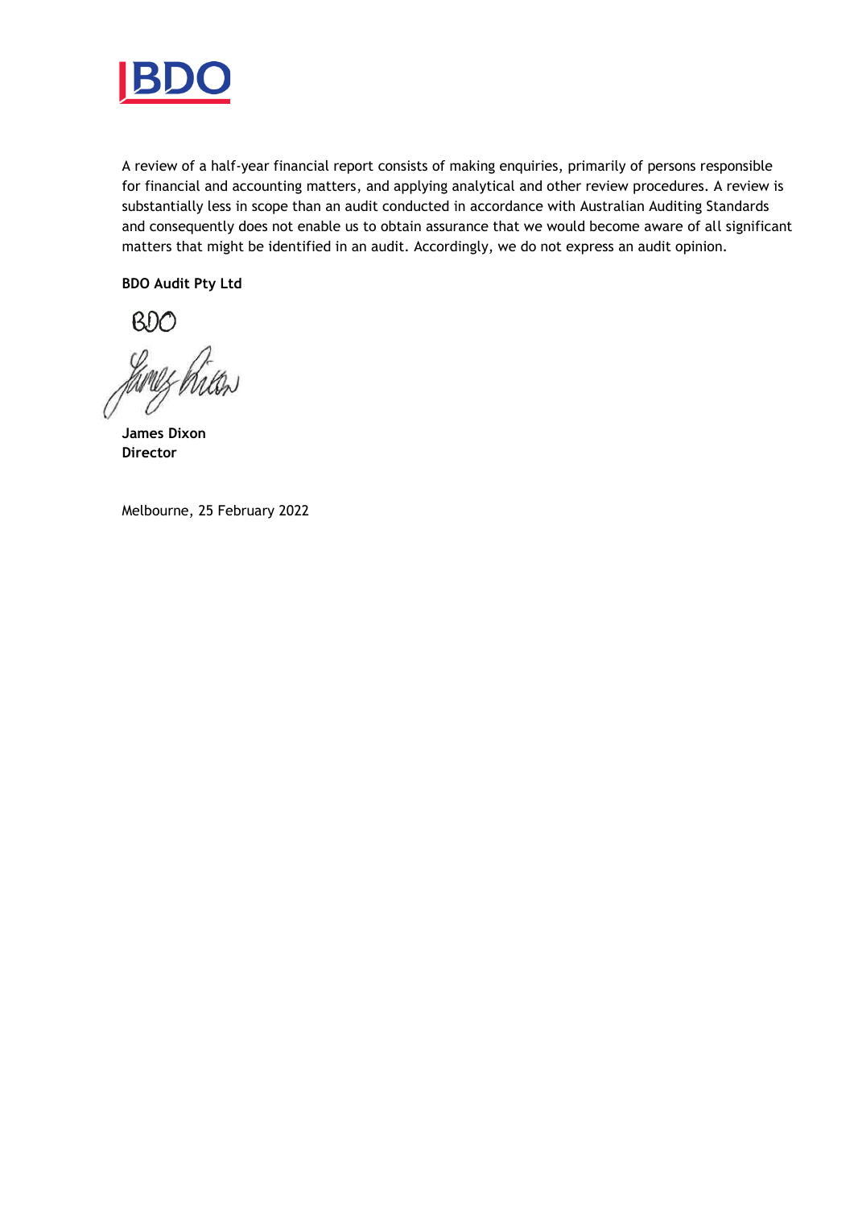A review of a half-year financial report consists of making enquiries, primarily of persons responsible for financial and accounting matters, and applying analytical and other review procedures. A review is substantially less in scope than an audit conducted in accordance with Australian Auditing Standards and consequently does not enable us to obtain assurance that we would become aware of all significant matters that might be identified in an audit. Accordingly, we do not express an audit opinion.

**BDO Audit Pty Ltd**

BDO

**James Dixon**
**Director**

Melbourne, 25 February 2022